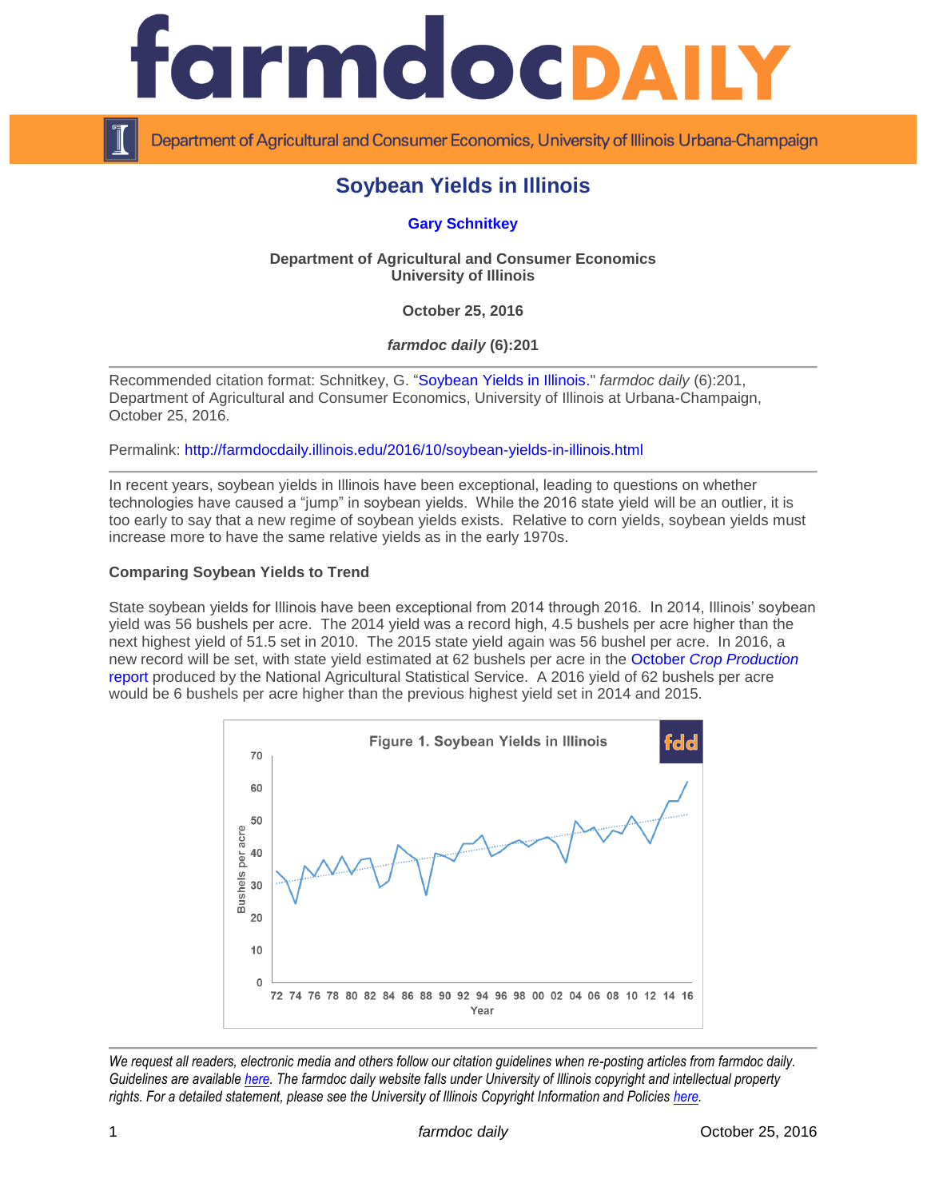# Soybean Yields in Illinois

**Gary Schnitkey**

**Department of Agricultural and Consumer Economics**
**University of Illinois**

**October 25, 2016**

***farmdoc daily* (6):201**

Recommended citation format: Schnitkey, G. "Soybean Yields in Illinois." *farmdoc daily* (6):201, Department of Agricultural and Consumer Economics, University of Illinois at Urbana-Champaign, October 25, 2016.

Permalink: http://farmdocdaily.illinois.edu/2016/10/soybean-yields-in-illinois.html

In recent years, soybean yields in Illinois have been exceptional, leading to questions on whether technologies have caused a "jump" in soybean yields. While the 2016 state yield will be an outlier, it is too early to say that a new regime of soybean yields exists. Relative to corn yields, soybean yields must increase more to have the same relative yields as in the early 1970s.

**Comparing Soybean Yields to Trend**

State soybean yields for Illinois have been exceptional from 2014 through 2016. In 2014, Illinois' soybean yield was 56 bushels per acre. The 2014 yield was a record high, 4.5 bushels per acre higher than the next highest yield of 51.5 set in 2010. The 2015 state yield again was 56 bushel per acre. In 2016, a new record will be set, with state yield estimated at 62 bushels per acre in the October *Crop Production* report produced by the National Agricultural Statistical Service. A 2016 yield of 62 bushels per acre would be 6 bushels per acre higher than the previous highest yield set in 2014 and 2015.

Figure 1. Soybean Yields in Illinois

*We request all readers, electronic media and others follow our citation guidelines when re-posting articles from farmdoc daily. Guidelines are available here. The farmdoc daily website falls under University of Illinois copyright and intellectual property rights. For a detailed statement, please see the University of Illinois Copyright Information and Policies here.*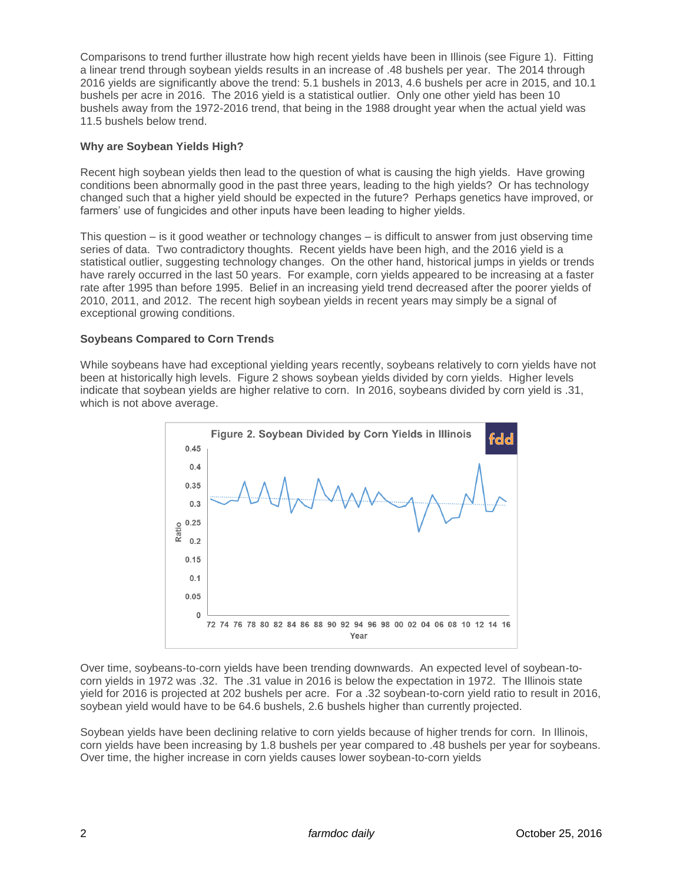Comparisons to trend further illustrate how high recent yields have been in Illinois (see Figure 1). Fitting a linear trend through soybean yields results in an increase of .48 bushels per year. The 2014 through 2016 yields are significantly above the trend: 5.1 bushels in 2013, 4.6 bushels per acre in 2015, and 10.1 bushels per acre in 2016. The 2016 yield is a statistical outlier. Only one other yield has been 10 bushels away from the 1972-2016 trend, that being in the 1988 drought year when the actual yield was 11.5 bushels below trend.

**Why are Soybean Yields High?**

Recent high soybean yields then lead to the question of what is causing the high yields. Have growing conditions been abnormally good in the past three years, leading to the high yields? Or has technology changed such that a higher yield should be expected in the future? Perhaps genetics have improved, or farmers' use of fungicides and other inputs have been leading to higher yields.

This question – is it good weather or technology changes – is difficult to answer from just observing time series of data. Two contradictory thoughts. Recent yields have been high, and the 2016 yield is a statistical outlier, suggesting technology changes. On the other hand, historical jumps in yields or trends have rarely occurred in the last 50 years. For example, corn yields appeared to be increasing at a faster rate after 1995 than before 1995. Belief in an increasing yield trend decreased after the poorer yields of 2010, 2011, and 2012. The recent high soybean yields in recent years may simply be a signal of exceptional growing conditions.

**Soybeans Compared to Corn Trends**

While soybeans have had exceptional yielding years recently, soybeans relatively to corn yields have not been at historically high levels. Figure 2 shows soybean yields divided by corn yields. Higher levels indicate that soybean yields are higher relative to corn. In 2016, soybeans divided by corn yield is .31, which is not above average.

Figure 2. Soybean Divided by Corn Yields in Illinois

Over time, soybeans-to-corn yields have been trending downwards. An expected level of soybean-to-corn yields in 1972 was .32. The .31 value in 2016 is below the expectation in 1972. The Illinois state yield for 2016 is projected at 202 bushels per acre. For a .32 soybean-to-corn yield ratio to result in 2016, soybean yield would have to be 64.6 bushels, 2.6 bushels higher than currently projected.

Soybean yields have been declining relative to corn yields because of higher trends for corn. In Illinois, corn yields have been increasing by 1.8 bushels per year compared to .48 bushels per year for soybeans. Over time, the higher increase in corn yields causes lower soybean-to-corn yields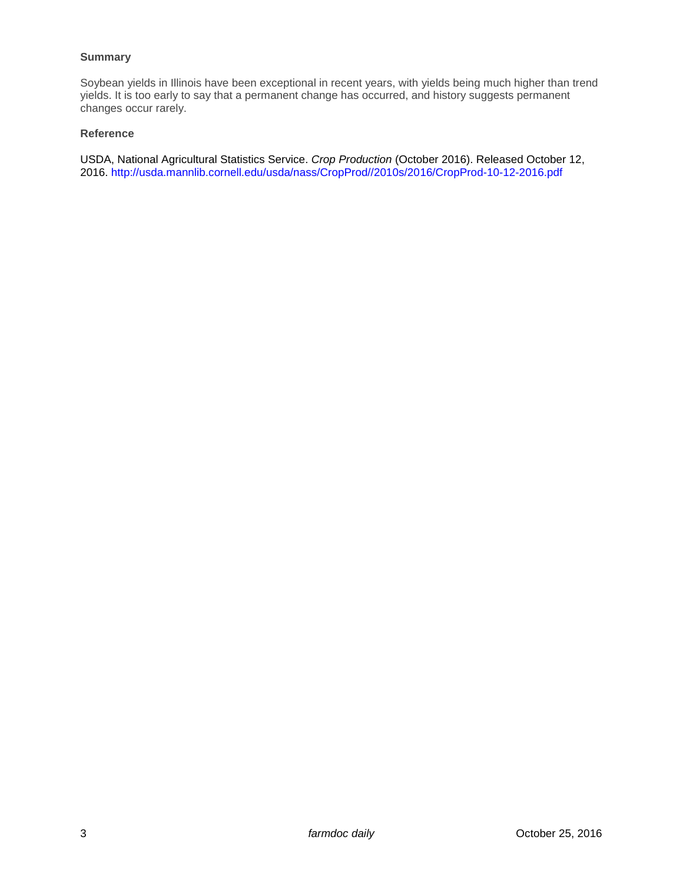**Summary**

Soybean yields in Illinois have been exceptional in recent years, with yields being much higher than trend yields. It is too early to say that a permanent change has occurred, and history suggests permanent changes occur rarely.

**Reference**

USDA, National Agricultural Statistics Service. *Crop Production* (October 2016). Released October 12, 2016. http://usda.mannlib.cornell.edu/usda/nass/CropProd//2010s/2016/CropProd-10-12-2016.pdf